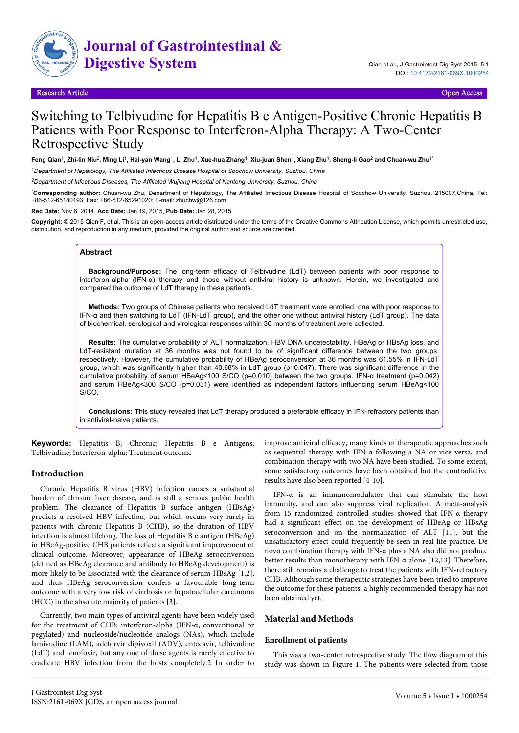Research Article | Open Access

# Switching to Telbivudine for Hepatitis B e Antigen-Positive Chronic Hepatitis B Patients with Poor Response to Interferon-Alpha Therapy: A Two-Center Retrospective Study

**Feng Qian**[1], **Zhi-lin Niu**[2], **Ming Li**[1], **Hai-yan Wang**[1], **Li Zhu**[1], **Xue-hua Zhang**[1], **Xiu-juan Shen**[1], **Xiang Zhu**[1], **Sheng-li Gao**[2] **and Chuan-wu Zhu**[1*]

[1]*Department of Hepatology, The Affiliated Infectious Disease Hospital of Soochow University, Suzhou, China*

[2]*Department of Infectious Diseases, The Affiliated Wujiang Hospital of Nantong University, Suzhou, China*

[*]**Corresponding author:** Chuan-wu Zhu, Department of Hepatology, The Affiliated Infectious Disease Hospital of Soochow University, Suzhou, 215007,China, Tel: +86-512-65180193; Fax: +86-512-65291020; E-mail: zhuchw@126.com

**Rec Date:** Nov 6, 2014, **Acc Date:** Jan 19, 2015, **Pub Date:** Jan 28, 2015

**Copyright:** © 2015 Qian F, et al. This is an open-access article distributed under the terms of the Creative Commons Attribution License, which permits unrestricted use, distribution, and reproduction in any medium, provided the original author and source are credited.

## Abstract

**Background/Purpose:** The long-term efficacy of Telbivudine (LdT) between patients with poor response to interferon-alpha (IFN-α) therapy and those without antiviral history is unknown. Herein, we investigated and compared the outcome of LdT therapy in these patients.

**Methods:** Two groups of Chinese patients who received LdT treatment were enrolled, one with poor response to IFN-α and then switching to LdT (IFN-LdT group), and the other one without antiviral history (LdT group). The data of biochemical, serological and virological responses within 36 months of treatment were collected.

**Results:** The cumulative probability of ALT normalization, HBV DNA undetectability, HBeAg or HBsAg loss, and LdT-resistant mutation at 36 months was not found to be of significant difference between the two groups, respectively. However, the cumulative probability of HBeAg seroconversion at 36 months was 61.55% in IFN-LdT group, which was significantly higher than 40.68% in LdT group (p=0.047). There was significant difference in the cumulative probability of serum HBeAg<100 S/CO (p=0.010) between the two groups. IFN-α treatment (p=0.042) and serum HBeAg<300 S/CO (p=0.031) were identified as independent factors influencing serum HBeAg<100 S/CO.

**Conclusions:** This study revealed that LdT therapy produced a preferable efficacy in IFN-refractory patients than in antiviral-naive patients.

**Keywords:** Hepatitis B; Chronic; Hepatitis B e Antigens; Telbivudine; Interferon-alpha; Treatment outcome

## Introduction

Chronic Hepatitis B virus (HBV) infection causes a substantial burden of chronic liver disease, and is still a serious public health problem. The clearance of Hepatitis B surface antigen (HBsAg) predicts a resolved HBV infection, but which occurs very rarely in patients with chronic Hepatitis B (CHB), so the duration of HBV infection is almost lifelong. The loss of Hepatitis B e antigen (HBeAg) in HBeAg-positive CHB patients reflects a significant improvement of clinical outcome. Moreover, appearance of HBeAg seroconversion (defined as HBeAg clearance and antibody to HBeAg development) is more likely to be associated with the clearance of serum HBsAg [1,2], and thus HBeAg seroconversion confers a favourable long-term outcome with a very low risk of cirrhosis or hepatocellular carcinoma (HCC) in the absolute majority of patients [3].

Currently, two main types of antiviral agents have been widely used for the treatment of CHB: interferon-alpha (IFN-α, conventional or pegylated) and nucleoside/nucleotide analogs (NAs), which include lamivudine (LAM), adeforvir dipivoxil (ADV), entecavir, telbivudine (LdT) and tenofovir, but any one of these agents is rarely effective to eradicate HBV infection from the hosts completely.2 In order to improve antiviral efficacy, many kinds of therapeutic approaches such as sequential therapy with IFN-α following a NA or vice versa, and combination therapy with two NA have been studied. To some extent, some satisfactory outcomes have been obtained but the contradictive results have also been reported [4-10].

IFN-α is an immunomodulator that can stimulate the host immunity, and can also suppress viral replication. A meta-analysis from 15 randomized controlled studies showed that IFN-α therapy had a significant effect on the development of HBeAg or HBsAg seroconversion and on the normalization of ALT [11], but the unsatisfactory effect could frequently be seen in real life practice. De novo combination therapy with IFN-α plus a NA also did not produce better results than monotherapy with IFN-α alone [12,13]. Therefore, there still remains a challenge to treat the patients with IFN-refractory CHB. Although some therapeutic strategies have been tried to improve the outcome for these patients, a highly recommended therapy has not been obtained yet.

## Material and Methods

### Enrollment of patients

This was a two-center retrospective study. The flow diagram of this study was shown in Figure 1. The patients were selected from those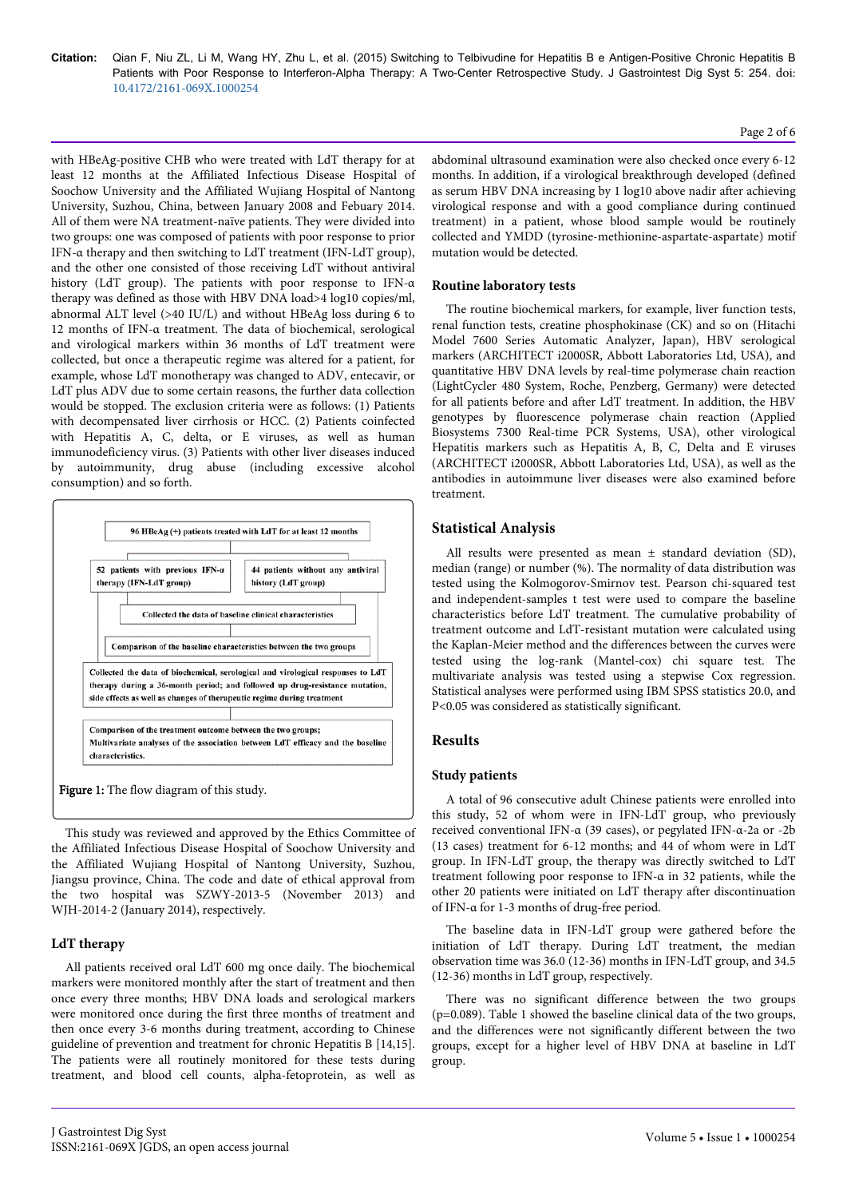with HBeAg-positive CHB who were treated with LdT therapy for at least 12 months at the Affiliated Infectious Disease Hospital of Soochow University and the Affiliated Wujiang Hospital of Nantong University, Suzhou, China, between January 2008 and Febuary 2014. All of them were NA treatment-naïve patients. They were divided into two groups: one was composed of patients with poor response to prior IFN-α therapy and then switching to LdT treatment (IFN-LdT group), and the other one consisted of those receiving LdT without antiviral history (LdT group). The patients with poor response to IFN-α therapy was defined as those with HBV DNA load>4 log10 copies/ml, abnormal ALT level (>40 IU/L) and without HBeAg loss during 6 to 12 months of IFN-α treatment. The data of biochemical, serological and virological markers within 36 months of LdT treatment were collected, but once a therapeutic regime was altered for a patient, for example, whose LdT monotherapy was changed to ADV, entecavir, or LdT plus ADV due to some certain reasons, the further data collection would be stopped. The exclusion criteria were as follows: (1) Patients with decompensated liver cirrhosis or HCC. (2) Patients coinfected with Hepatitis A, C, delta, or E viruses, as well as human immunodeficiency virus. (3) Patients with other liver diseases induced by autoimmunity, drug abuse (including excessive alcohol consumption) and so forth.

96 HBeAg (+) patients treated with LdT for at least 12 months

52 patients with previous IFN-α therapy (IFN-LdT group)

44 patients without any antiviral history (LdT group)

Collected the data of baseline clinical characteristics

Comparison of the baseline characteristics between the two groups

Collected the data of biochemical, serological and virological responses to LdT therapy during a 36-month period; and followed up drug-resistance mutation, side effects as well as changes of therapeutic regime during treatment

Comparison of the treatment outcome between the two groups; Multivariate analyses of the association between LdT efficacy and the baseline characteristics.

**Figure 1:** The flow diagram of this study.

This study was reviewed and approved by the Ethics Committee of the Affiliated Infectious Disease Hospital of Soochow University and the Affiliated Wujiang Hospital of Nantong University, Suzhou, Jiangsu province, China. The code and date of ethical approval from the two hospital was SZWY-2013-5 (November 2013) and WJH-2014-2 (January 2014), respectively.

## LdT therapy

All patients received oral LdT 600 mg once daily. The biochemical markers were monitored monthly after the start of treatment and then once every three months; HBV DNA loads and serological markers were monitored once during the first three months of treatment and then once every 3-6 months during treatment, according to Chinese guideline of prevention and treatment for chronic Hepatitis B [14,15]. The patients were all routinely monitored for these tests during treatment, and blood cell counts, alpha-fetoprotein, as well as abdominal ultrasound examination were also checked once every 6-12 months. In addition, if a virological breakthrough developed (defined as serum HBV DNA increasing by 1 log10 above nadir after achieving virological response and with a good compliance during continued treatment) in a patient, whose blood sample would be routinely collected and YMDD (tyrosine-methionine-aspartate-aspartate) motif mutation would be detected.

## Routine laboratory tests

The routine biochemical markers, for example, liver function tests, renal function tests, creatine phosphokinase (CK) and so on (Hitachi Model 7600 Series Automatic Analyzer, Japan), HBV serological markers (ARCHITECT i2000SR, Abbott Laboratories Ltd, USA), and quantitative HBV DNA levels by real-time polymerase chain reaction (LightCycler 480 System, Roche, Penzberg, Germany) were detected for all patients before and after LdT treatment. In addition, the HBV genotypes by fluorescence polymerase chain reaction (Applied Biosystems 7300 Real-time PCR Systems, USA), other virological Hepatitis markers such as Hepatitis A, B, C, Delta and E viruses (ARCHITECT i2000SR, Abbott Laboratories Ltd, USA), as well as the antibodies in autoimmune liver diseases were also examined before treatment.

## Statistical Analysis

All results were presented as mean ± standard deviation (SD), median (range) or number (%). The normality of data distribution was tested using the Kolmogorov-Smirnov test. Pearson chi-squared test and independent-samples t test were used to compare the baseline characteristics before LdT treatment. The cumulative probability of treatment outcome and LdT-resistant mutation were calculated using the Kaplan-Meier method and the differences between the curves were tested using the log-rank (Mantel-cox) chi square test. The multivariate analysis was tested using a stepwise Cox regression. Statistical analyses were performed using IBM SPSS statistics 20.0, and P<0.05 was considered as statistically significant.

## Results

### Study patients

A total of 96 consecutive adult Chinese patients were enrolled into this study, 52 of whom were in IFN-LdT group, who previously received conventional IFN-α (39 cases), or pegylated IFN-α-2a or -2b (13 cases) treatment for 6-12 months; and 44 of whom were in LdT group. In IFN-LdT group, the therapy was directly switched to LdT treatment following poor response to IFN-α in 32 patients, while the other 20 patients were initiated on LdT therapy after discontinuation of IFN-α for 1-3 months of drug-free period.

The baseline data in IFN-LdT group were gathered before the initiation of LdT therapy. During LdT treatment, the median observation time was 36.0 (12-36) months in IFN-LdT group, and 34.5 (12-36) months in LdT group, respectively.

There was no significant difference between the two groups (p=0.089). Table 1 showed the baseline clinical data of the two groups, and the differences were not significantly different between the two groups, except for a higher level of HBV DNA at baseline in LdT group.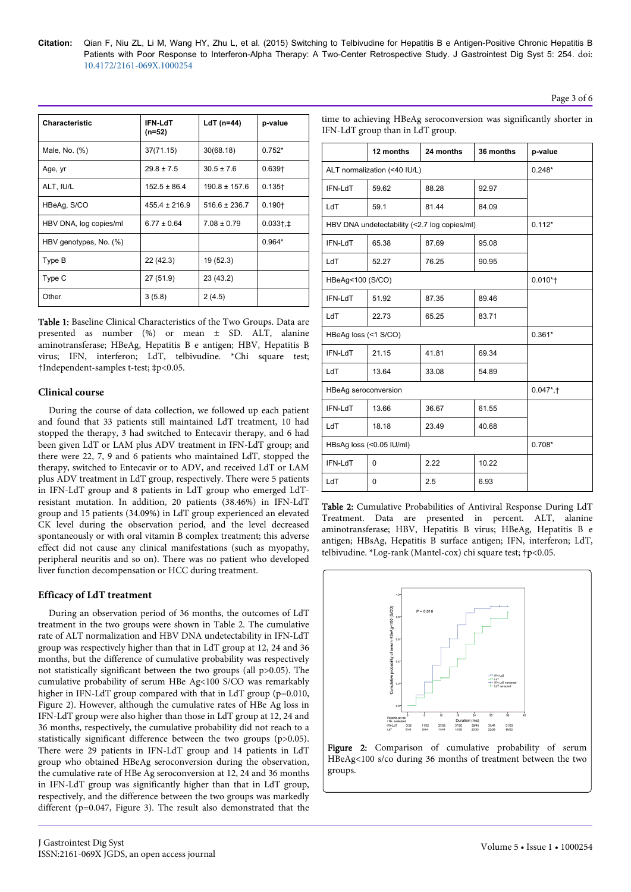| Characteristic | IFN-LdT (n=52) | LdT (n=44) | p-value |
|---|---|---|---|
| Male, No. (%) | 37(71.15) | 30(68.18) | 0.752* |
| Age, yr | 29.8 ± 7.5 | 30.5 ± 7.6 | 0.639† |
| ALT, IU/L | 152.5 ± 86.4 | 190.8 ± 157.6 | 0.135† |
| HBeAg, S/CO | 455.4 ± 216.9 | 516.6 ± 236.7 | 0.190† |
| HBV DNA, log copies/ml | 6.77 ± 0.64 | 7.08 ± 0.79 | 0.033†,‡ |
| HBV genotypes, No. (%) | | | 0.964* |
| Type B | 22 (42.3) | 19 (52.3) | |
| Type C | 27 (51.9) | 23 (43.2) | |
| Other | 3 (5.8) | 2 (4.5) | |

**Table 1:** Baseline Clinical Characteristics of the Two Groups. Data are presented as number (%) or mean ± SD. ALT, alanine aminotransferase; HBeAg, Hepatitis B e antigen; HBV, Hepatitis B virus; IFN, interferon; LdT, telbivudine. *Chi square test; †Independent-samples t-test; ‡p<0.05.

### Clinical course

During the course of data collection, we followed up each patient and found that 33 patients still maintained LdT treatment, 10 had stopped the therapy, 3 had switched to Entecavir therapy, and 6 had been given LdT or LAM plus ADV treatment in IFN-LdT group; and there were 22, 7, 9 and 6 patients who maintained LdT, stopped the therapy, switched to Entecavir or to ADV, and received LdT or LAM plus ADV treatment in LdT group, respectively. There were 5 patients in IFN-LdT group and 8 patients in LdT group who emerged LdT-resistant mutation. In addition, 20 patients (38.46%) in IFN-LdT group and 15 patients (34.09%) in LdT group experienced an elevated CK level during the observation period, and the level decreased spontaneously or with oral vitamin B complex treatment; this adverse effect did not cause any clinical manifestations (such as myopathy, peripheral neuritis and so on). There was no patient who developed liver function decompensation or HCC during treatment.

### Efficacy of LdT treatment

During an observation period of 36 months, the outcomes of LdT treatment in the two groups were shown in Table 2. The cumulative rate of ALT normalization and HBV DNA undetectability in IFN-LdT group was respectively higher than that in LdT group at 12, 24 and 36 months, but the difference of cumulative probability was respectively not statistically significant between the two groups (all p>0.05). The cumulative probability of serum HBe Ag<100 S/CO was remarkably higher in IFN-LdT group compared with that in LdT group (p=0.010, Figure 2). However, although the cumulative rates of HBe Ag loss in IFN-LdT group were also higher than those in LdT group at 12, 24 and 36 months, respectively, the cumulative probability did not reach to a statistically significant difference between the two groups (p>0.05). There were 29 patients in IFN-LdT group and 14 patients in LdT group who obtained HBeAg seroconversion during the observation, the cumulative rate of HBe Ag seroconversion at 12, 24 and 36 months in IFN-LdT group was significantly higher than that in LdT group, respectively, and the difference between the two groups was markedly different (p=0.047, Figure 3). The result also demonstrated that the time to achieving HBeAg seroconversion was significantly shorter in IFN-LdT group than in LdT group.

| | 12 months | 24 months | 36 months | p-value |
|---|---|---|---|---|
| ALT normalization (<40 IU/L) | | | | 0.248* |
| IFN-LdT | 59.62 | 88.28 | 92.97 | |
| LdT | 59.1 | 81.44 | 84.09 | |
| HBV DNA undetectability (<2.7 log copies/ml) | | | | 0.112* |
| IFN-LdT | 65.38 | 87.69 | 95.08 | |
| LdT | 52.27 | 76.25 | 90.95 | |
| HBeAg<100 (S/CO) | | | | 0.010*† |
| IFN-LdT | 51.92 | 87.35 | 89.46 | |
| LdT | 22.73 | 65.25 | 83.71 | |
| HBeAg loss (<1 S/CO) | | | | 0.361* |
| IFN-LdT | 21.15 | 41.81 | 69.34 | |
| LdT | 13.64 | 33.08 | 54.89 | |
| HBeAg seroconversion | | | | 0.047*,† |
| IFN-LdT | 13.66 | 36.67 | 61.55 | |
| LdT | 18.18 | 23.49 | 40.68 | |
| HBsAg loss (<0.05 IU/ml) | | | | 0.708* |
| IFN-LdT | 0 | 2.22 | 10.22 | |
| LdT | 0 | 2.5 | 6.93 | |

**Table 2:** Cumulative Probabilities of Antiviral Response During LdT Treatment. Data are presented in percent. ALT, alanine aminotransferase; HBV, Hepatitis B virus; HBeAg, Hepatitis B e antigen; HBsAg, Hepatitis B surface antigen; IFN, interferon; LdT, telbivudine. *Log-rank (Mantel-cox) chi square test; †p<0.05.

**Figure 2:** Comparison of cumulative probability of serum HBeAg<100 s/co during 36 months of treatment between the two groups.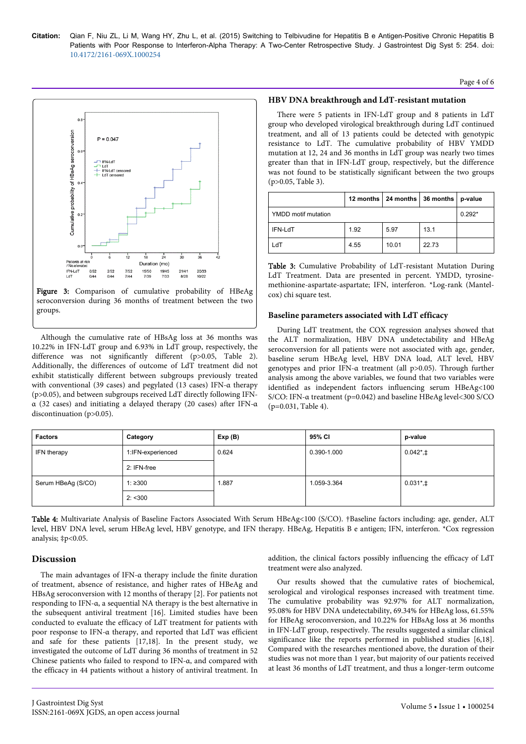Figure 3: Comparison of cumulative probability of HBeAg seroconversion during 36 months of treatment between the two groups.

Although the cumulative rate of HBsAg loss at 36 months was 10.22% in IFN-LdT group and 6.93% in LdT group, respectively, the difference was not significantly different (p>0.05, Table 2). Additionally, the differences of outcome of LdT treatment did not exhibit statistically different between subgroups previously treated with conventional (39 cases) and pegylated (13 cases) IFN-α therapy (p>0.05), and between subgroups received LdT directly following IFN-α (32 cases) and initiating a delayed therapy (20 cases) after IFN-α discontinuation (p>0.05).

### HBV DNA breakthrough and LdT-resistant mutation

There were 5 patients in IFN-LdT group and 8 patients in LdT group who developed virological breakthrough during LdT continued treatment, and all of 13 patients could be detected with genotypic resistance to LdT. The cumulative probability of HBV YMDD mutation at 12, 24 and 36 months in LdT group was nearly two times greater than that in IFN-LdT group, respectively, but the difference was not found to be statistically significant between the two groups (p>0.05, Table 3).

| | 12 months | 24 months | 36 months | p-value |
|---|---|---|---|---|
| YMDD motif mutation | | | | 0.292* |
| IFN-LdT | 1.92 | 5.97 | 13.1 | |
| LdT | 4.55 | 10.01 | 22.73 | |

Table 3: Cumulative Probability of LdT-resistant Mutation During LdT Treatment. Data are presented in percent. YMDD, tyrosine-methionine-aspartate-aspartate; IFN, interferon. *Log-rank (Mantel-cox) chi square test.

### Baseline parameters associated with LdT efficacy

During LdT treatment, the COX regression analyses showed that the ALT normalization, HBV DNA undetectability and HBeAg seroconversion for all patients were not associated with age, gender, baseline serum HBeAg level, HBV DNA load, ALT level, HBV genotypes and prior IFN-α treatment (all p>0.05). Through further analysis among the above variables, we found that two variables were identified as independent factors influencing serum HBeAg<100 S/CO: IFN-α treatment (p=0.042) and baseline HBeAg level<300 S/CO (p=0.031, Table 4).

| Factors | Category | Exp (B) | 95% CI | p-value |
|---|---|---|---|---|
| IFN therapy | 1:IFN-experienced | 0.624 | 0.390-1.000 | 0.042*,‡ |
| | 2: IFN-free | | | |
| Serum HBeAg (S/CO) | 1: ≥300 | 1.887 | 1.059-3.364 | 0.031*,‡ |
| | 2: <300 | | | |

Table 4: Multivariate Analysis of Baseline Factors Associated With Serum HBeAg<100 (S/CO). †Baseline factors including: age, gender, ALT level, HBV DNA level, serum HBeAg level, HBV genotype, and IFN therapy. HBeAg, Hepatitis B e antigen; IFN, interferon. *Cox regression analysis; ‡p<0.05.

## Discussion

The main advantages of IFN-α therapy include the finite duration of treatment, absence of resistance, and higher rates of HBeAg and HBsAg seroconversion with 12 months of therapy [2]. For patients not responding to IFN-α, a sequential NA therapy is the best alternative in the subsequent antiviral treatment [16]. Limited studies have been conducted to evaluate the efficacy of LdT treatment for patients with poor response to IFN-α therapy, and reported that LdT was efficient and safe for these patients [17,18]. In the present study, we investigated the outcome of LdT during 36 months of treatment in 52 Chinese patients who failed to respond to IFN-α, and compared with the efficacy in 44 patients without a history of antiviral treatment. In addition, the clinical factors possibly influencing the efficacy of LdT treatment were also analyzed.

Our results showed that the cumulative rates of biochemical, serological and virological responses increased with treatment time. The cumulative probability was 92.97% for ALT normalization, 95.08% for HBV DNA undetectability, 69.34% for HBeAg loss, 61.55% for HBeAg seroconversion, and 10.22% for HBsAg loss at 36 months in IFN-LdT group, respectively. The results suggested a similar clinical significance like the reports performed in published studies [6,18]. Compared with the researches mentioned above, the duration of their studies was not more than 1 year, but majority of our patients received at least 36 months of LdT treatment, and thus a longer-term outcome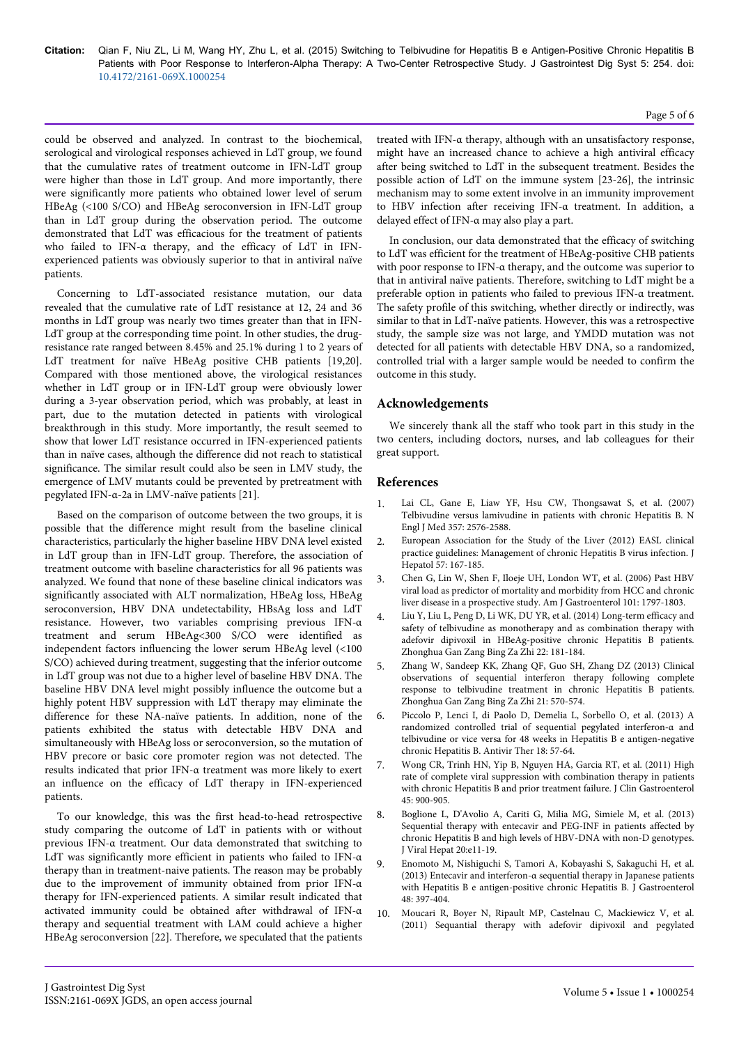could be observed and analyzed. In contrast to the biochemical, serological and virological responses achieved in LdT group, we found that the cumulative rates of treatment outcome in IFN-LdT group were higher than those in LdT group. And more importantly, there were significantly more patients who obtained lower level of serum HBeAg (<100 S/CO) and HBeAg seroconversion in IFN-LdT group than in LdT group during the observation period. The outcome demonstrated that LdT was efficacious for the treatment of patients who failed to IFN-α therapy, and the efficacy of LdT in IFN-experienced patients was obviously superior to that in antiviral naïve patients.

Concerning to LdT-associated resistance mutation, our data revealed that the cumulative rate of LdT resistance at 12, 24 and 36 months in LdT group was nearly two times greater than that in IFN-LdT group at the corresponding time point. In other studies, the drug-resistance rate ranged between 8.45% and 25.1% during 1 to 2 years of LdT treatment for naïve HBeAg positive CHB patients [19,20]. Compared with those mentioned above, the virological resistances whether in LdT group or in IFN-LdT group were obviously lower during a 3-year observation period, which was probably, at least in part, due to the mutation detected in patients with virological breakthrough in this study. More importantly, the result seemed to show that lower LdT resistance occurred in IFN-experienced patients than in naïve cases, although the difference did not reach to statistical significance. The similar result could also be seen in LMV study, the emergence of LMV mutants could be prevented by pretreatment with pegylated IFN-α-2a in LMV-naïve patients [21].

Based on the comparison of outcome between the two groups, it is possible that the difference might result from the baseline clinical characteristics, particularly the higher baseline HBV DNA level existed in LdT group than in IFN-LdT group. Therefore, the association of treatment outcome with baseline characteristics for all 96 patients was analyzed. We found that none of these baseline clinical indicators was significantly associated with ALT normalization, HBeAg loss, HBeAg seroconversion, HBV DNA undetectability, HBsAg loss and LdT resistance. However, two variables comprising previous IFN-α treatment and serum HBeAg<300 S/CO were identified as independent factors influencing the lower serum HBeAg level (<100 S/CO) achieved during treatment, suggesting that the inferior outcome in LdT group was not due to a higher level of baseline HBV DNA. The baseline HBV DNA level might possibly influence the outcome but a highly potent HBV suppression with LdT therapy may eliminate the difference for these NA-naïve patients. In addition, none of the patients exhibited the status with detectable HBV DNA and simultaneously with HBeAg loss or seroconversion, so the mutation of HBV precore or basic core promoter region was not detected. The results indicated that prior IFN-α treatment was more likely to exert an influence on the efficacy of LdT therapy in IFN-experienced patients.

To our knowledge, this was the first head-to-head retrospective study comparing the outcome of LdT in patients with or without previous IFN-α treatment. Our data demonstrated that switching to LdT was significantly more efficient in patients who failed to IFN-α therapy than in treatment-naive patients. The reason may be probably due to the improvement of immunity obtained from prior IFN-α therapy for IFN-experienced patients. A similar result indicated that activated immunity could be obtained after withdrawal of IFN-α therapy and sequential treatment with LAM could achieve a higher HBeAg seroconversion [22]. Therefore, we speculated that the patients treated with IFN-α therapy, although with an unsatisfactory response, might have an increased chance to achieve a high antiviral efficacy after being switched to LdT in the subsequent treatment. Besides the possible action of LdT on the immune system [23-26], the intrinsic mechanism may to some extent involve in an immunity improvement to HBV infection after receiving IFN-α treatment. In addition, a delayed effect of IFN-α may also play a part.

In conclusion, our data demonstrated that the efficacy of switching to LdT was efficient for the treatment of HBeAg-positive CHB patients with poor response to IFN-α therapy, and the outcome was superior to that in antiviral naïve patients. Therefore, switching to LdT might be a preferable option in patients who failed to previous IFN-α treatment. The safety profile of this switching, whether directly or indirectly, was similar to that in LdT-naïve patients. However, this was a retrospective study, the sample size was not large, and YMDD mutation was not detected for all patients with detectable HBV DNA, so a randomized, controlled trial with a larger sample would be needed to confirm the outcome in this study.

## Acknowledgements

We sincerely thank all the staff who took part in this study in the two centers, including doctors, nurses, and lab colleagues for their great support.

## References

1. Lai CL, Gane E, Liaw YF, Hsu CW, Thongsawat S, et al. (2007) Telbivudine versus lamivudine in patients with chronic Hepatitis B. N Engl J Med 357: 2576-2588.
2. European Association for the Study of the Liver (2012) EASL clinical practice guidelines: Management of chronic Hepatitis B virus infection. J Hepatol 57: 167-185.
3. Chen G, Lin W, Shen F, Iloeje UH, London WT, et al. (2006) Past HBV viral load as predictor of mortality and morbidity from HCC and chronic liver disease in a prospective study. Am J Gastroenterol 101: 1797-1803.
4. Liu Y, Liu L, Peng D, Li WK, DU YR, et al. (2014) Long-term efficacy and safety of telbivudine as monotherapy and as combination therapy with adefovir dipivoxil in HBeAg-positive chronic Hepatitis B patients. Zhonghua Gan Zang Bing Za Zhi 22: 181-184.
5. Zhang W, Sandeep KK, Zhang QF, Guo SH, Zhang DZ (2013) Clinical observations of sequential interferon therapy following complete response to telbivudine treatment in chronic Hepatitis B patients. Zhonghua Gan Zang Bing Za Zhi 21: 570-574.
6. Piccolo P, Lenci I, di Paolo D, Demelia L, Sorbello O, et al. (2013) A randomized controlled trial of sequential pegylated interferon-α and telbivudine or vice versa for 48 weeks in Hepatitis B e antigen-negative chronic Hepatitis B. Antivir Ther 18: 57-64.
7. Wong CR, Trinh HN, Yip B, Nguyen HA, Garcia RT, et al. (2011) High rate of complete viral suppression with combination therapy in patients with chronic Hepatitis B and prior treatment failure. J Clin Gastroenterol 45: 900-905.
8. Boglione L, D'Avolio A, Cariti G, Milia MG, Simiele M, et al. (2013) Sequential therapy with entecavir and PEG-INF in patients affected by chronic Hepatitis B and high levels of HBV-DNA with non-D genotypes. J Viral Hepat 20:e11-19.
9. Enomoto M, Nishiguchi S, Tamori A, Kobayashi S, Sakaguchi H, et al. (2013) Entecavir and interferon-α sequential therapy in Japanese patients with Hepatitis B e antigen-positive chronic Hepatitis B. J Gastroenterol 48: 397-404.
10. Moucari R, Boyer N, Ripault MP, Castelnau C, Mackiewicz V, et al. (2011) Sequantial therapy with adefovir dipivoxil and pegylated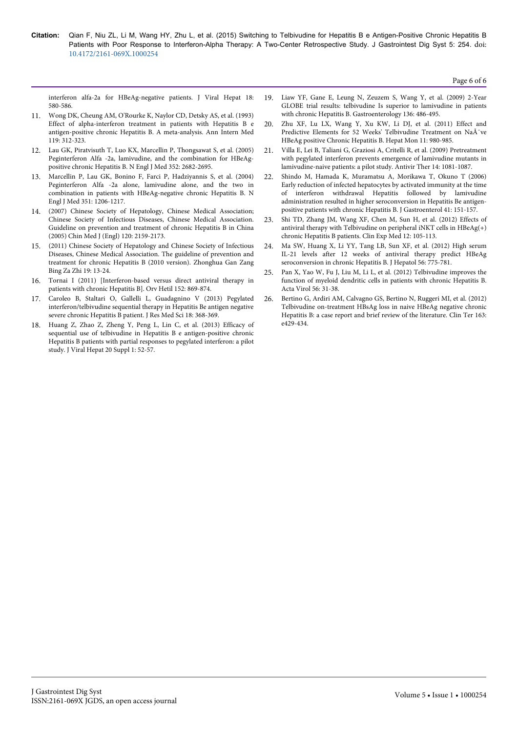interferon alfa-2a for HBeAg-negative patients. J Viral Hepat 18: 580-586.

11. Wong DK, Cheung AM, O'Rourke K, Naylor CD, Detsky AS, et al. (1993) Effect of alpha-interferon treatment in patients with Hepatitis B e antigen-positive chronic Hepatitis B. A meta-analysis. Ann Intern Med 119: 312-323.
12. Lau GK, Piratvisuth T, Luo KX, Marcellin P, Thongsawat S, et al. (2005) Peginterferon Alfa -2a, lamivudine, and the combination for HBeAg-positive chronic Hepatitis B. N Engl J Med 352: 2682-2695.
13. Marcellin P, Lau GK, Bonino F, Farci P, Hadziyannis S, et al. (2004) Peginterferon Alfa -2a alone, lamivudine alone, and the two in combination in patients with HBeAg-negative chronic Hepatitis B. N Engl J Med 351: 1206-1217.
14. (2007) Chinese Society of Hepatology, Chinese Medical Association; Chinese Society of Infectious Diseases, Chinese Medical Association. Guideline on prevention and treatment of chronic Hepatitis B in China (2005) Chin Med J (Engl) 120: 2159-2173.
15. (2011) Chinese Society of Hepatology and Chinese Society of Infectious Diseases, Chinese Medical Association. The guideline of prevention and treatment for chronic Hepatitis B (2010 version). Zhonghua Gan Zang Bing Za Zhi 19: 13-24.
16. Tornai I (2011) [Interferon-based versus direct antiviral therapy in patients with chronic Hepatitis B]. Orv Hetil 152: 869-874.
17. Caroleo B, Staltari O, Gallelli L, Guadagnino V (2013) Pegylated interferon/telbivudine sequential therapy in Hepatitis Be antigen negative severe chronic Hepatitis B patient. J Res Med Sci 18: 368-369.
18. Huang Z, Zhao Z, Zheng Y, Peng L, Lin C, et al. (2013) Efficacy of sequential use of telbivudine in Hepatitis B e antigen-positive chronic Hepatitis B patients with partial responses to pegylated interferon: a pilot study. J Viral Hepat 20 Suppl 1: 52-57.
19. Liaw YF, Gane E, Leung N, Zeuzem S, Wang Y, et al. (2009) 2-Year GLOBE trial results: telbivudine Is superior to lamivudine in patients with chronic Hepatitis B. Gastroenterology 136: 486-495.
20. Zhu XF, Lu LX, Wang Y, Xu KW, Li DJ, et al. (2011) Effect and Predictive Elements for 52 Weeks' Telbivudine Treatment on NaÃ¯ve HBeAg positive Chronic Hepatitis B. Hepat Mon 11: 980-985.
21. Villa E, Lei B, Taliani G, Graziosi A, Critelli R, et al. (2009) Pretreatment with pegylated interferon prevents emergence of lamivudine mutants in lamivudine-naive patients: a pilot study. Antivir Ther 14: 1081-1087.
22. Shindo M, Hamada K, Muramatsu A, Morikawa T, Okuno T (2006) Early reduction of infected hepatocytes by activated immunity at the time of interferon withdrawal Hepatitis followed by lamivudine administration resulted in higher seroconversion in Hepatitis Be antigen-positive patients with chronic Hepatitis B. J Gastroenterol 41: 151-157.
23. Shi TD, Zhang JM, Wang XF, Chen M, Sun H, et al. (2012) Effects of antiviral therapy with Telbivudine on peripheral iNKT cells in HBeAg(+) chronic Hepatitis B patients. Clin Exp Med 12: 105-113.
24. Ma SW, Huang X, Li YY, Tang LB, Sun XF, et al. (2012) High serum IL-21 levels after 12 weeks of antiviral therapy predict HBeAg seroconversion in chronic Hepatitis B. J Hepatol 56: 775-781.
25. Pan X, Yao W, Fu J, Liu M, Li L, et al. (2012) Telbivudine improves the function of myeloid dendritic cells in patients with chronic Hepatitis B. Acta Virol 56: 31-38.
26. Bertino G, Ardiri AM, Calvagno GS, Bertino N, Ruggeri MI, et al. (2012) Telbivudine on-treatment HBsAg loss in naive HBeAg negative chronic Hepatitis B: a case report and brief review of the literature. Clin Ter 163: e429-434.